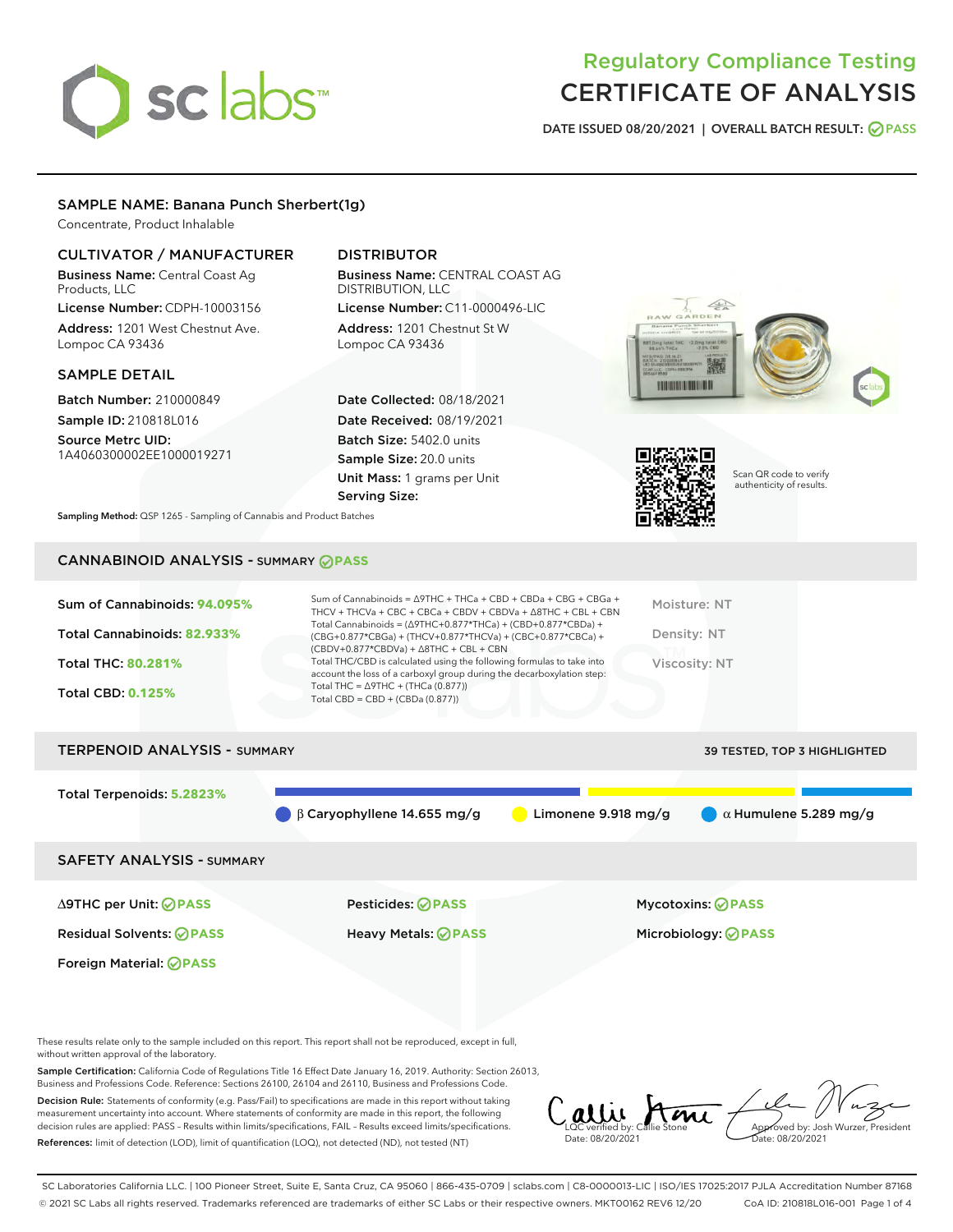# Regulatory Compliance Testing
# CERTIFICATE OF ANALYSIS

DATE ISSUED 08/20/2021 | OVERALL BATCH RESULT: PASS

## SAMPLE NAME: Banana Punch Sherbert(1g)

Concentrate, Product Inhalable

### CULTIVATOR / MANUFACTURER

**Business Name:** Central Coast Ag Products, LLC

**License Number:** CDPH-10003156

**Address:** 1201 West Chestnut Ave. Lompoc CA 93436

### DISTRIBUTOR

**Business Name:** CENTRAL COAST AG DISTRIBUTION, LLC

**License Number:** C11-0000496-LIC

**Address:** 1201 Chestnut St W Lompoc CA 93436

### SAMPLE DETAIL

**Batch Number:** 210000849

**Sample ID:** 210818L016

**Source Metrc UID:** 1A4060300002EE1000019271

**Date Collected:** 08/18/2021

**Date Received:** 08/19/2021

**Batch Size:** 5402.0 units

**Sample Size:** 20.0 units

**Unit Mass:** 1 grams per Unit

**Serving Size:**

Scan QR code to verify authenticity of results.

**Sampling Method:** QSP 1265 - Sampling of Cannabis and Product Batches

## CANNABINOID ANALYSIS - SUMMARY PASS

**Sum of Cannabinoids:** 94.095%

**Total Cannabinoids:** 82.933%

**Total THC:** 80.281%

**Total CBD:** 0.125%

Sum of Cannabinoids = Δ9THC + THCa + CBD + CBDa + CBG + CBGa + THCV + THCVa + CBC + CBCa + CBDV + CBDVa + Δ8THC + CBL + CBN

Total Cannabinoids = (Δ9THC+0.877*THCa) + (CBD+0.877*CBDa) + (CBG+0.877*CBGa) + (THCV+0.877*THCVa) + (CBC+0.877*CBCa) + (CBDV+0.877*CBDVa) + Δ8THC + CBL + CBN

Total THC/CBD is calculated using the following formulas to take into account the loss of a carboxyl group during the decarboxylation step:

Total THC = Δ9THC + (THCa (0.877))

Total CBD = CBD + (CBDa (0.877))

Moisture: NT

Density: NT

Viscosity: NT

## TERPENOID ANALYSIS - SUMMARY

39 TESTED, TOP 3 HIGHLIGHTED

**Total Terpenoids:** 5.2823%

β Caryophyllene 14.655 mg/g | Limonene 9.918 mg/g | α Humulene 5.289 mg/g

## SAFETY ANALYSIS - SUMMARY

| | | |
|---|---|---|
| Δ9THC per Unit: PASS | Pesticides: PASS | Mycotoxins: PASS |
| Residual Solvents: PASS | Heavy Metals: PASS | Microbiology: PASS |
| Foreign Material: PASS | | |

These results relate only to the sample included on this report. This report shall not be reproduced, except in full, without written approval of the laboratory.

**Sample Certification:** California Code of Regulations Title 16 Effect Date January 16, 2019. Authority: Section 26013, Business and Professions Code. Reference: Sections 26100, 26104 and 26110, Business and Professions Code.

**Decision Rule:** Statements of conformity (e.g. Pass/Fail) to specifications are made in this report without taking measurement uncertainty into account. Where statements of conformity are made in this report, the following decision rules are applied: PASS – Results within limits/specifications, FAIL – Results exceed limits/specifications.

**References:** limit of detection (LOD), limit of quantification (LOQ), not detected (ND), not tested (NT)

LQC verified by: Callie Stone
Date: 08/20/2021

Approved by: Josh Wurzer, President
Date: 08/20/2021

SC Laboratories California LLC. | 100 Pioneer Street, Suite E, Santa Cruz, CA 95060 | 866-435-0709 | sclabs.com | C8-0000013-LIC | ISO/IES 17025:2017 PJLA Accreditation Number 87168

© 2021 SC Labs all rights reserved. Trademarks referenced are trademarks of either SC Labs or their respective owners. MKT00162 REV6 12/20 CoA ID: 210818L016-001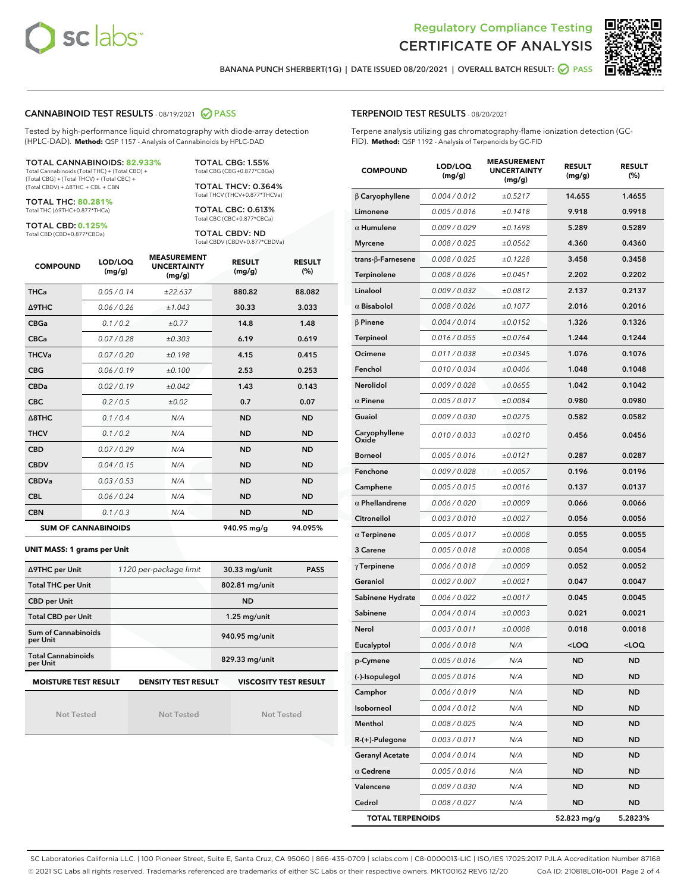# Regulatory Compliance Testing
# CERTIFICATE OF ANALYSIS

BANANA PUNCH SHERBERT(1G) | DATE ISSUED 08/20/2021 | OVERALL BATCH RESULT: PASS

## CANNABINOID TEST RESULTS - 08/19/2021 PASS

Tested by high-performance liquid chromatography with diode-array detection (HPLC-DAD). **Method:** QSP 1157 - Analysis of Cannabinoids by HPLC-DAD

**TOTAL CANNABINOIDS: 82.933%**
Total Cannabinoids (Total THC) + (Total CBD) + (Total CBG) + (Total THCV) + (Total CBC) + (Total CBDV) + Δ8THC + CBL + CBN

**TOTAL THC: 80.281%**
Total THC (Δ9THC+0.877*THCa)

**TOTAL CBD: 0.125%**
Total CBD (CBD+0.877*CBDa)

**TOTAL CBG: 1.55%**
Total CBG (CBG+0.877*CBGa)

**TOTAL THCV: 0.364%**
Total THCV (THCV+0.877*THCVa)

**TOTAL CBC: 0.613%**
Total CBC (CBC+0.877*CBCa)

**TOTAL CBDV: ND**
Total CBDV (CBDV+0.877*CBDVa)

| COMPOUND | LOD/LOQ (mg/g) | MEASUREMENT UNCERTAINTY (mg/g) | RESULT (mg/g) | RESULT (%) |
|---|---|---|---|---|
| THCa | 0.05 / 0.14 | ±22.637 | 880.82 | 88.082 |
| Δ9THC | 0.06 / 0.26 | ±1.043 | 30.33 | 3.033 |
| CBGa | 0.1 / 0.2 | ±0.77 | 14.8 | 1.48 |
| CBCa | 0.07 / 0.28 | ±0.303 | 6.19 | 0.619 |
| THCVa | 0.07 / 0.20 | ±0.198 | 4.15 | 0.415 |
| CBG | 0.06 / 0.19 | ±0.100 | 2.53 | 0.253 |
| CBDa | 0.02 / 0.19 | ±0.042 | 1.43 | 0.143 |
| CBC | 0.2 / 0.5 | ±0.02 | 0.7 | 0.07 |
| Δ8THC | 0.1 / 0.4 | N/A | ND | ND |
| THCV | 0.1 / 0.2 | N/A | ND | ND |
| CBD | 0.07 / 0.29 | N/A | ND | ND |
| CBDV | 0.04 / 0.15 | N/A | ND | ND |
| CBDVa | 0.03 / 0.53 | N/A | ND | ND |
| CBL | 0.06 / 0.24 | N/A | ND | ND |
| CBN | 0.1 / 0.3 | N/A | ND | ND |
| **SUM OF CANNABINOIDS** | | | **940.95 mg/g** | **94.095%** |

**UNIT MASS: 1 grams per Unit**

| | | | |
|---|---|---|---|
| Δ9THC per Unit | 1120 per-package limit | 30.33 mg/unit | PASS |
| Total THC per Unit | | 802.81 mg/unit | |
| CBD per Unit | | ND | |
| Total CBD per Unit | | 1.25 mg/unit | |
| Sum of Cannabinoids per Unit | | 940.95 mg/unit | |
| Total Cannabinoids per Unit | | 829.33 mg/unit | |

| MOISTURE TEST RESULT | DENSITY TEST RESULT | VISCOSITY TEST RESULT |
|---|---|---|
| Not Tested | Not Tested | Not Tested |

## TERPENOID TEST RESULTS - 08/20/2021

Terpene analysis utilizing gas chromatography-flame ionization detection (GC-FID). **Method:** QSP 1192 - Analysis of Terpenoids by GC-FID

| COMPOUND | LOD/LOQ (mg/g) | MEASUREMENT UNCERTAINTY (mg/g) | RESULT (mg/g) | RESULT (%) |
|---|---|---|---|---|
| β Caryophyllene | 0.004 / 0.012 | ±0.5217 | 14.655 | 1.4655 |
| Limonene | 0.005 / 0.016 | ±0.1418 | 9.918 | 0.9918 |
| α Humulene | 0.009 / 0.029 | ±0.1698 | 5.289 | 0.5289 |
| Myrcene | 0.008 / 0.025 | ±0.0562 | 4.360 | 0.4360 |
| trans-β-Farnesene | 0.008 / 0.025 | ±0.1228 | 3.458 | 0.3458 |
| Terpinolene | 0.008 / 0.026 | ±0.0451 | 2.202 | 0.2202 |
| Linalool | 0.009 / 0.032 | ±0.0812 | 2.137 | 0.2137 |
| α Bisabolol | 0.008 / 0.026 | ±0.1077 | 2.016 | 0.2016 |
| β Pinene | 0.004 / 0.014 | ±0.0152 | 1.326 | 0.1326 |
| Terpineol | 0.016 / 0.055 | ±0.0764 | 1.244 | 0.1244 |
| Ocimene | 0.011 / 0.038 | ±0.0345 | 1.076 | 0.1076 |
| Fenchol | 0.010 / 0.034 | ±0.0406 | 1.048 | 0.1048 |
| Nerolidol | 0.009 / 0.028 | ±0.0655 | 1.042 | 0.1042 |
| α Pinene | 0.005 / 0.017 | ±0.0084 | 0.980 | 0.0980 |
| Guaiol | 0.009 / 0.030 | ±0.0275 | 0.582 | 0.0582 |
| Caryophyllene Oxide | 0.010 / 0.033 | ±0.0210 | 0.456 | 0.0456 |
| Borneol | 0.005 / 0.016 | ±0.0121 | 0.287 | 0.0287 |
| Fenchone | 0.009 / 0.028 | ±0.0057 | 0.196 | 0.0196 |
| Camphene | 0.005 / 0.015 | ±0.0016 | 0.137 | 0.0137 |
| α Phellandrene | 0.006 / 0.020 | ±0.0009 | 0.066 | 0.0066 |
| Citronellol | 0.003 / 0.010 | ±0.0027 | 0.056 | 0.0056 |
| α Terpinene | 0.005 / 0.017 | ±0.0008 | 0.055 | 0.0055 |
| 3 Carene | 0.005 / 0.018 | ±0.0008 | 0.054 | 0.0054 |
| γ Terpinene | 0.006 / 0.018 | ±0.0009 | 0.052 | 0.0052 |
| Geraniol | 0.002 / 0.007 | ±0.0021 | 0.047 | 0.0047 |
| Sabinene Hydrate | 0.006 / 0.022 | ±0.0017 | 0.045 | 0.0045 |
| Sabinene | 0.004 / 0.014 | ±0.0003 | 0.021 | 0.0021 |
| Nerol | 0.003 / 0.011 | ±0.0008 | 0.018 | 0.0018 |
| Eucalyptol | 0.006 / 0.018 | N/A | <LOQ | <LOQ |
| p-Cymene | 0.005 / 0.016 | N/A | ND | ND |
| (-)-Isopulegol | 0.005 / 0.016 | N/A | ND | ND |
| Camphor | 0.006 / 0.019 | N/A | ND | ND |
| Isoborneol | 0.004 / 0.012 | N/A | ND | ND |
| Menthol | 0.008 / 0.025 | N/A | ND | ND |
| R-(+)-Pulegone | 0.003 / 0.011 | N/A | ND | ND |
| Geranyl Acetate | 0.004 / 0.014 | N/A | ND | ND |
| α Cedrene | 0.005 / 0.016 | N/A | ND | ND |
| Valencene | 0.009 / 0.030 | N/A | ND | ND |
| Cedrol | 0.008 / 0.027 | N/A | ND | ND |
| **TOTAL TERPENOIDS** | | | **52.823 mg/g** | **5.2823%** |

SC Laboratories California LLC. | 100 Pioneer Street, Suite E, Santa Cruz, CA 95060 | 866-435-0709 | sclabs.com | C8-0000013-LIC | ISO/IES 17025:2017 PJLA Accreditation Number 87168
© 2021 SC Labs all rights reserved. Trademarks referenced are trademarks of either SC Labs or their respective owners. MKT00162 REV6 12/20 CoA ID: 210818L016-001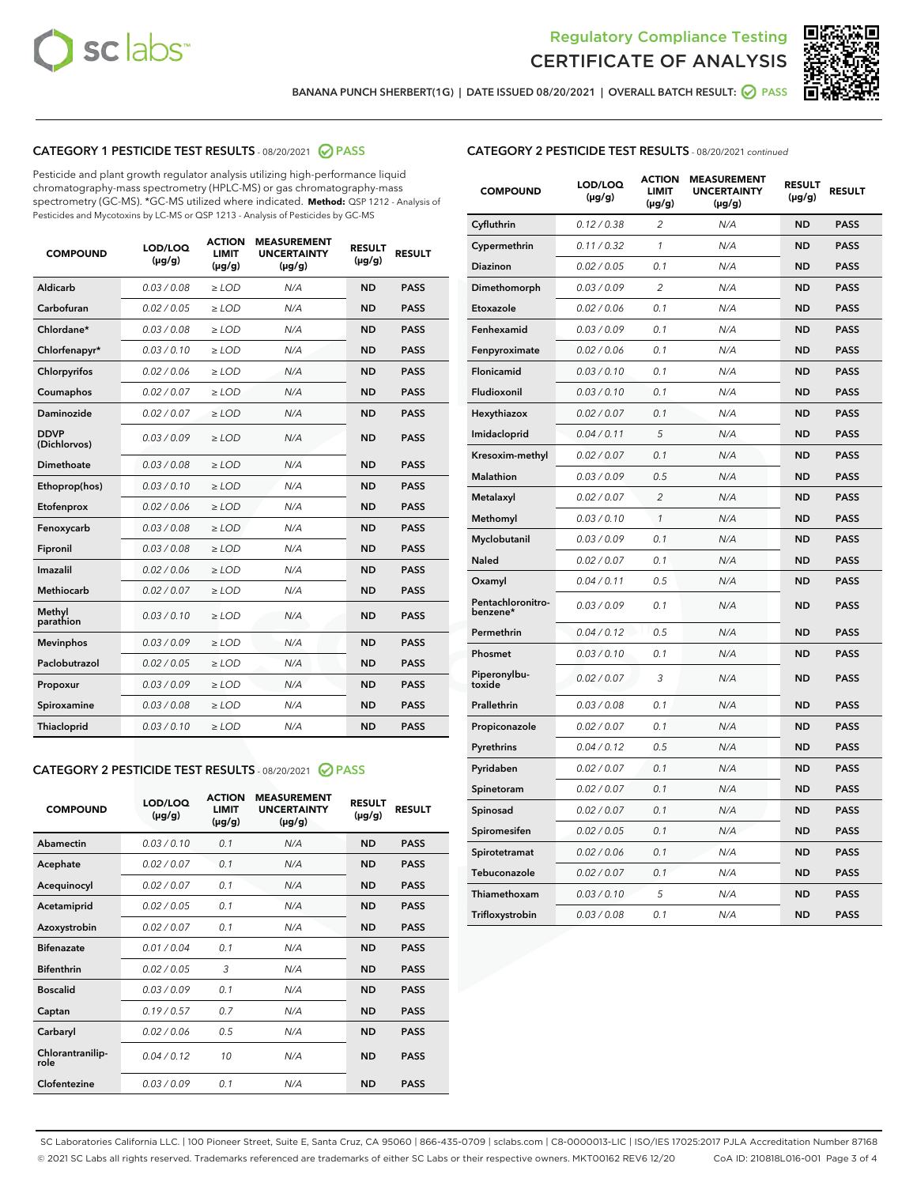Regulatory Compliance Testing

# CERTIFICATE OF ANALYSIS

BANANA PUNCH SHERBERT(1G) | DATE ISSUED 08/20/2021 | OVERALL BATCH RESULT: PASS

## CATEGORY 1 PESTICIDE TEST RESULTS - 08/20/2021 PASS

Pesticide and plant growth regulator analysis utilizing high-performance liquid chromatography-mass spectrometry (HPLC-MS) or gas chromatography-mass spectrometry (GC-MS). *GC-MS utilized where indicated. **Method:** QSP 1212 - Analysis of Pesticides and Mycotoxins by LC-MS or QSP 1213 - Analysis of Pesticides by GC-MS

| COMPOUND | LOD/LOQ (µg/g) | ACTION LIMIT (µg/g) | MEASUREMENT UNCERTAINTY (µg/g) | RESULT (µg/g) | RESULT |
|---|---|---|---|---|---|
| Aldicarb | 0.03 / 0.08 | ≥ LOD | N/A | ND | PASS |
| Carbofuran | 0.02 / 0.05 | ≥ LOD | N/A | ND | PASS |
| Chlordane* | 0.03 / 0.08 | ≥ LOD | N/A | ND | PASS |
| Chlorfenapyr* | 0.03 / 0.10 | ≥ LOD | N/A | ND | PASS |
| Chlorpyrifos | 0.02 / 0.06 | ≥ LOD | N/A | ND | PASS |
| Coumaphos | 0.02 / 0.07 | ≥ LOD | N/A | ND | PASS |
| Daminozide | 0.02 / 0.07 | ≥ LOD | N/A | ND | PASS |
| DDVP (Dichlorvos) | 0.03 / 0.09 | ≥ LOD | N/A | ND | PASS |
| Dimethoate | 0.03 / 0.08 | ≥ LOD | N/A | ND | PASS |
| Ethoprop(hos) | 0.03 / 0.10 | ≥ LOD | N/A | ND | PASS |
| Etofenprox | 0.02 / 0.06 | ≥ LOD | N/A | ND | PASS |
| Fenoxycarb | 0.03 / 0.08 | ≥ LOD | N/A | ND | PASS |
| Fipronil | 0.03 / 0.08 | ≥ LOD | N/A | ND | PASS |
| Imazalil | 0.02 / 0.06 | ≥ LOD | N/A | ND | PASS |
| Methiocarb | 0.02 / 0.07 | ≥ LOD | N/A | ND | PASS |
| Methyl parathion | 0.03 / 0.10 | ≥ LOD | N/A | ND | PASS |
| Mevinphos | 0.03 / 0.09 | ≥ LOD | N/A | ND | PASS |
| Paclobutrazol | 0.02 / 0.05 | ≥ LOD | N/A | ND | PASS |
| Propoxur | 0.03 / 0.09 | ≥ LOD | N/A | ND | PASS |
| Spiroxamine | 0.03 / 0.08 | ≥ LOD | N/A | ND | PASS |
| Thiacloprid | 0.03 / 0.10 | ≥ LOD | N/A | ND | PASS |

## CATEGORY 2 PESTICIDE TEST RESULTS - 08/20/2021 PASS

| COMPOUND | LOD/LOQ (µg/g) | ACTION LIMIT (µg/g) | MEASUREMENT UNCERTAINTY (µg/g) | RESULT (µg/g) | RESULT |
|---|---|---|---|---|---|
| Abamectin | 0.03 / 0.10 | 0.1 | N/A | ND | PASS |
| Acephate | 0.02 / 0.07 | 0.1 | N/A | ND | PASS |
| Acequinocyl | 0.02 / 0.07 | 0.1 | N/A | ND | PASS |
| Acetamiprid | 0.02 / 0.05 | 0.1 | N/A | ND | PASS |
| Azoxystrobin | 0.02 / 0.07 | 0.1 | N/A | ND | PASS |
| Bifenazate | 0.01 / 0.04 | 0.1 | N/A | ND | PASS |
| Bifenthrin | 0.02 / 0.05 | 3 | N/A | ND | PASS |
| Boscalid | 0.03 / 0.09 | 0.1 | N/A | ND | PASS |
| Captan | 0.19 / 0.57 | 0.7 | N/A | ND | PASS |
| Carbaryl | 0.02 / 0.06 | 0.5 | N/A | ND | PASS |
| Chlorantraniliprole | 0.04 / 0.12 | 10 | N/A | ND | PASS |
| Clofentezine | 0.03 / 0.09 | 0.1 | N/A | ND | PASS |
| Cyfluthrin | 0.12 / 0.38 | 2 | N/A | ND | PASS |
| Cypermethrin | 0.11 / 0.32 | 1 | N/A | ND | PASS |
| Diazinon | 0.02 / 0.05 | 0.1 | N/A | ND | PASS |
| Dimethomorph | 0.03 / 0.09 | 2 | N/A | ND | PASS |
| Etoxazole | 0.02 / 0.06 | 0.1 | N/A | ND | PASS |
| Fenhexamid | 0.03 / 0.09 | 0.1 | N/A | ND | PASS |
| Fenpyroximate | 0.02 / 0.06 | 0.1 | N/A | ND | PASS |
| Flonicamid | 0.03 / 0.10 | 0.1 | N/A | ND | PASS |
| Fludioxonil | 0.03 / 0.10 | 0.1 | N/A | ND | PASS |
| Hexythiazox | 0.02 / 0.07 | 0.1 | N/A | ND | PASS |
| Imidacloprid | 0.04 / 0.11 | 5 | N/A | ND | PASS |
| Kresoxim-methyl | 0.02 / 0.07 | 0.1 | N/A | ND | PASS |
| Malathion | 0.03 / 0.09 | 0.5 | N/A | ND | PASS |
| Metalaxyl | 0.02 / 0.07 | 2 | N/A | ND | PASS |
| Methomyl | 0.03 / 0.10 | 1 | N/A | ND | PASS |
| Myclobutanil | 0.03 / 0.09 | 0.1 | N/A | ND | PASS |
| Naled | 0.02 / 0.07 | 0.1 | N/A | ND | PASS |
| Oxamyl | 0.04 / 0.11 | 0.5 | N/A | ND | PASS |
| Pentachloronitrobenzene* | 0.03 / 0.09 | 0.1 | N/A | ND | PASS |
| Permethrin | 0.04 / 0.12 | 0.5 | N/A | ND | PASS |
| Phosmet | 0.03 / 0.10 | 0.1 | N/A | ND | PASS |
| Piperonylbutoxide | 0.02 / 0.07 | 3 | N/A | ND | PASS |
| Prallethrin | 0.03 / 0.08 | 0.1 | N/A | ND | PASS |
| Propiconazole | 0.02 / 0.07 | 0.1 | N/A | ND | PASS |
| Pyrethrins | 0.04 / 0.12 | 0.5 | N/A | ND | PASS |
| Pyridaben | 0.02 / 0.07 | 0.1 | N/A | ND | PASS |
| Spinetoram | 0.02 / 0.07 | 0.1 | N/A | ND | PASS |
| Spinosad | 0.02 / 0.07 | 0.1 | N/A | ND | PASS |
| Spiromesifen | 0.02 / 0.05 | 0.1 | N/A | ND | PASS |
| Spirotetramat | 0.02 / 0.06 | 0.1 | N/A | ND | PASS |
| Tebuconazole | 0.02 / 0.07 | 0.1 | N/A | ND | PASS |
| Thiamethoxam | 0.03 / 0.10 | 5 | N/A | ND | PASS |
| Trifloxystrobin | 0.03 / 0.08 | 0.1 | N/A | ND | PASS |

SC Laboratories California LLC. | 100 Pioneer Street, Suite E, Santa Cruz, CA 95060 | 866-435-0709 | sclabs.com | C8-0000013-LIC | ISO/IES 17025:2017 PJLA Accreditation Number 87168
© 2021 SC Labs all rights reserved. Trademarks referenced are trademarks of either SC Labs or their respective owners. MKT00162 REV6 12/20 CoA ID: 210818L016-001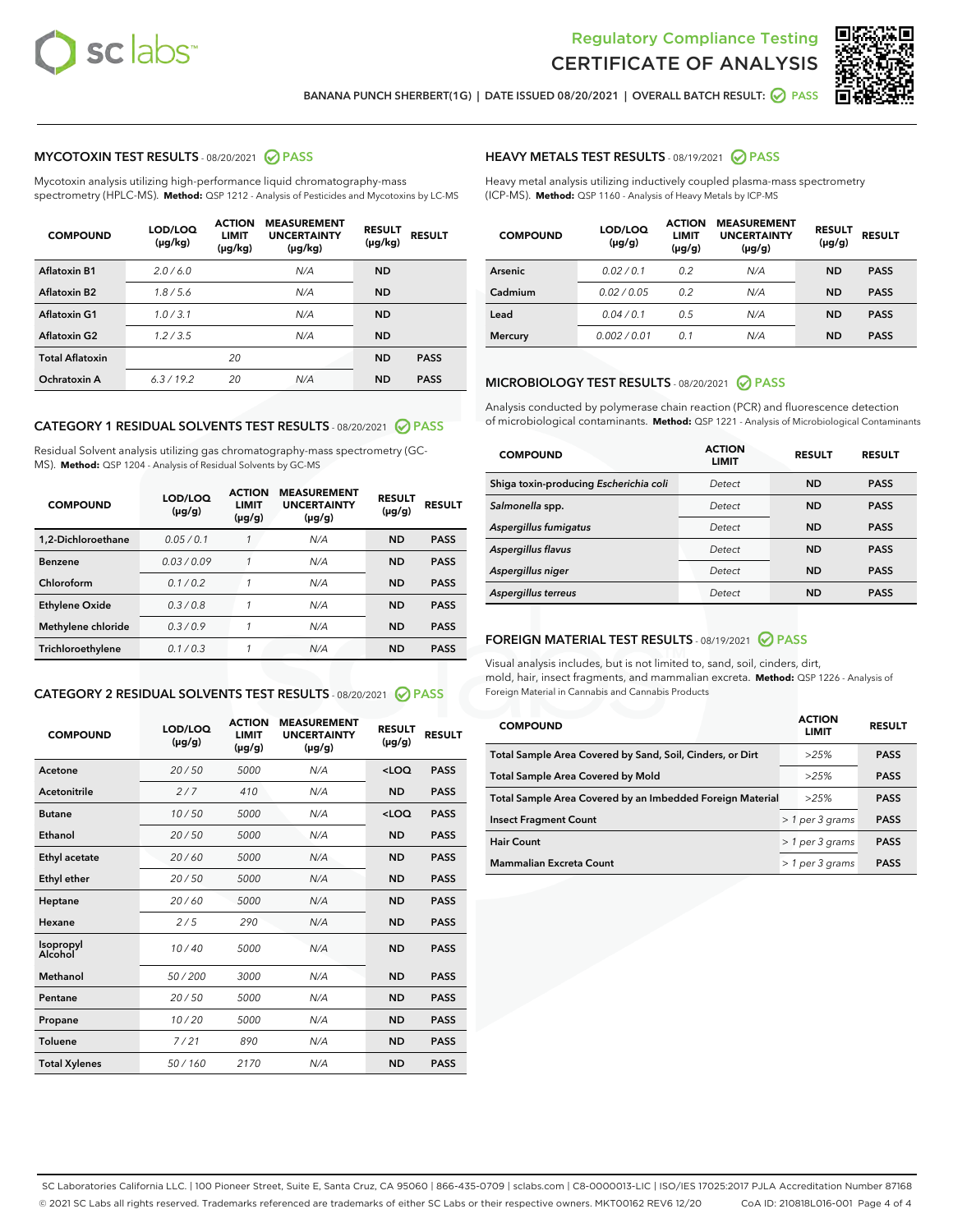Regulatory Compliance Testing
CERTIFICATE OF ANALYSIS

BANANA PUNCH SHERBERT(1G) | DATE ISSUED 08/20/2021 | OVERALL BATCH RESULT: PASS

## MYCOTOXIN TEST RESULTS - 08/20/2021 PASS

Mycotoxin analysis utilizing high-performance liquid chromatography-mass spectrometry (HPLC-MS). **Method:** QSP 1212 - Analysis of Pesticides and Mycotoxins by LC-MS

| COMPOUND | LOD/LOQ (µg/kg) | ACTION LIMIT (µg/kg) | MEASUREMENT UNCERTAINTY (µg/kg) | RESULT (µg/kg) | RESULT |
|---|---|---|---|---|---|
| Aflatoxin B1 | 2.0 / 6.0 | | N/A | ND | |
| Aflatoxin B2 | 1.8 / 5.6 | | N/A | ND | |
| Aflatoxin G1 | 1.0 / 3.1 | | N/A | ND | |
| Aflatoxin G2 | 1.2 / 3.5 | | N/A | ND | |
| Total Aflatoxin | | 20 | | ND | PASS |
| Ochratoxin A | 6.3 / 19.2 | 20 | N/A | ND | PASS |

## CATEGORY 1 RESIDUAL SOLVENTS TEST RESULTS - 08/20/2021 PASS

Residual Solvent analysis utilizing gas chromatography-mass spectrometry (GC-MS). **Method:** QSP 1204 - Analysis of Residual Solvents by GC-MS

| COMPOUND | LOD/LOQ (µg/g) | ACTION LIMIT (µg/g) | MEASUREMENT UNCERTAINTY (µg/g) | RESULT (µg/g) | RESULT |
|---|---|---|---|---|---|
| 1,2-Dichloroethane | 0.05 / 0.1 | 1 | N/A | ND | PASS |
| Benzene | 0.03 / 0.09 | 1 | N/A | ND | PASS |
| Chloroform | 0.1 / 0.2 | 1 | N/A | ND | PASS |
| Ethylene Oxide | 0.3 / 0.8 | 1 | N/A | ND | PASS |
| Methylene chloride | 0.3 / 0.9 | 1 | N/A | ND | PASS |
| Trichloroethylene | 0.1 / 0.3 | 1 | N/A | ND | PASS |

## CATEGORY 2 RESIDUAL SOLVENTS TEST RESULTS - 08/20/2021 PASS

| COMPOUND | LOD/LOQ (µg/g) | ACTION LIMIT (µg/g) | MEASUREMENT UNCERTAINTY (µg/g) | RESULT (µg/g) | RESULT |
|---|---|---|---|---|---|
| Acetone | 20 / 50 | 5000 | N/A | <LOQ | PASS |
| Acetonitrile | 2 / 7 | 410 | N/A | ND | PASS |
| Butane | 10 / 50 | 5000 | N/A | <LOQ | PASS |
| Ethanol | 20 / 50 | 5000 | N/A | ND | PASS |
| Ethyl acetate | 20 / 60 | 5000 | N/A | ND | PASS |
| Ethyl ether | 20 / 50 | 5000 | N/A | ND | PASS |
| Heptane | 20 / 60 | 5000 | N/A | ND | PASS |
| Hexane | 2 / 5 | 290 | N/A | ND | PASS |
| Isopropyl Alcohol | 10 / 40 | 5000 | N/A | ND | PASS |
| Methanol | 50 / 200 | 3000 | N/A | ND | PASS |
| Pentane | 20 / 50 | 5000 | N/A | ND | PASS |
| Propane | 10 / 20 | 5000 | N/A | ND | PASS |
| Toluene | 7 / 21 | 890 | N/A | ND | PASS |
| Total Xylenes | 50 / 160 | 2170 | N/A | ND | PASS |

## HEAVY METALS TEST RESULTS - 08/19/2021 PASS

Heavy metal analysis utilizing inductively coupled plasma-mass spectrometry (ICP-MS). **Method:** QSP 1160 - Analysis of Heavy Metals by ICP-MS

| COMPOUND | LOD/LOQ (µg/g) | ACTION LIMIT (µg/g) | MEASUREMENT UNCERTAINTY (µg/g) | RESULT (µg/g) | RESULT |
|---|---|---|---|---|---|
| Arsenic | 0.02 / 0.1 | 0.2 | N/A | ND | PASS |
| Cadmium | 0.02 / 0.05 | 0.2 | N/A | ND | PASS |
| Lead | 0.04 / 0.1 | 0.5 | N/A | ND | PASS |
| Mercury | 0.002 / 0.01 | 0.1 | N/A | ND | PASS |

## MICROBIOLOGY TEST RESULTS - 08/20/2021 PASS

Analysis conducted by polymerase chain reaction (PCR) and fluorescence detection of microbiological contaminants. **Method:** QSP 1221 - Analysis of Microbiological Contaminants

| COMPOUND | ACTION LIMIT | RESULT | RESULT |
|---|---|---|---|
| Shiga toxin-producing *Escherichia coli* | Detect | ND | PASS |
| *Salmonella* spp. | Detect | ND | PASS |
| *Aspergillus fumigatus* | Detect | ND | PASS |
| *Aspergillus flavus* | Detect | ND | PASS |
| *Aspergillus niger* | Detect | ND | PASS |
| *Aspergillus terreus* | Detect | ND | PASS |

## FOREIGN MATERIAL TEST RESULTS - 08/19/2021 PASS

Visual analysis includes, but is not limited to, sand, soil, cinders, dirt, mold, hair, insect fragments, and mammalian excreta. **Method:** QSP 1226 - Analysis of Foreign Material in Cannabis and Cannabis Products

| COMPOUND | ACTION LIMIT | RESULT |
|---|---|---|
| Total Sample Area Covered by Sand, Soil, Cinders, or Dirt | >25% | PASS |
| Total Sample Area Covered by Mold | >25% | PASS |
| Total Sample Area Covered by an Imbedded Foreign Material | >25% | PASS |
| Insect Fragment Count | > 1 per 3 grams | PASS |
| Hair Count | > 1 per 3 grams | PASS |
| Mammalian Excreta Count | > 1 per 3 grams | PASS |

SC Laboratories California LLC. | 100 Pioneer Street, Suite E, Santa Cruz, CA 95060 | 866-435-0709 | sclabs.com | C8-0000013-LIC | ISO/IES 17025:2017 PJLA Accreditation Number 87168
© 2021 SC Labs all rights reserved. Trademarks referenced are trademarks of either SC Labs or their respective owners. MKT00162 REV6 12/20 CoA ID: 210818L016-001